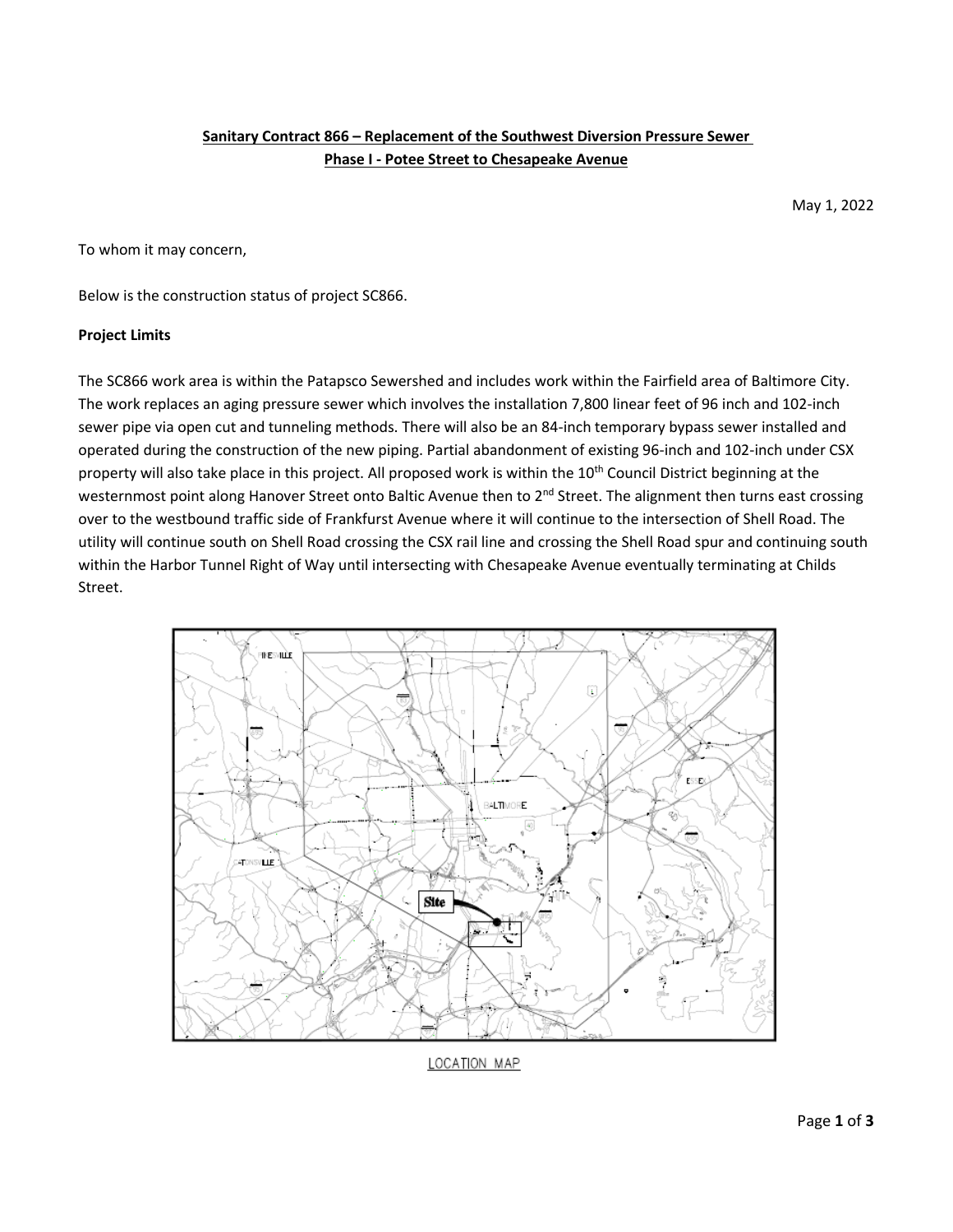**Sanitary Contract 866 – Replacement of the Southwest Diversion Pressure Sewer**
**Phase I - Potee Street to Chesapeake Avenue**

May 1, 2022

To whom it may concern,

Below is the construction status of project SC866.

**Project Limits**

The SC866 work area is within the Patapsco Sewershed and includes work within the Fairfield area of Baltimore City. The work replaces an aging pressure sewer which involves the installation 7,800 linear feet of 96 inch and 102-inch sewer pipe via open cut and tunneling methods. There will also be an 84-inch temporary bypass sewer installed and operated during the construction of the new piping. Partial abandonment of existing 96-inch and 102-inch under CSX property will also take place in this project. All proposed work is within the 10th Council District beginning at the westernmost point along Hanover Street onto Baltic Avenue then to 2nd Street. The alignment then turns east crossing over to the westbound traffic side of Frankfurst Avenue where it will continue to the intersection of Shell Road. The utility will continue south on Shell Road crossing the CSX rail line and crossing the Shell Road spur and continuing south within the Harbor Tunnel Right of Way until intersecting with Chesapeake Avenue eventually terminating at Childs Street.

LOCATION MAP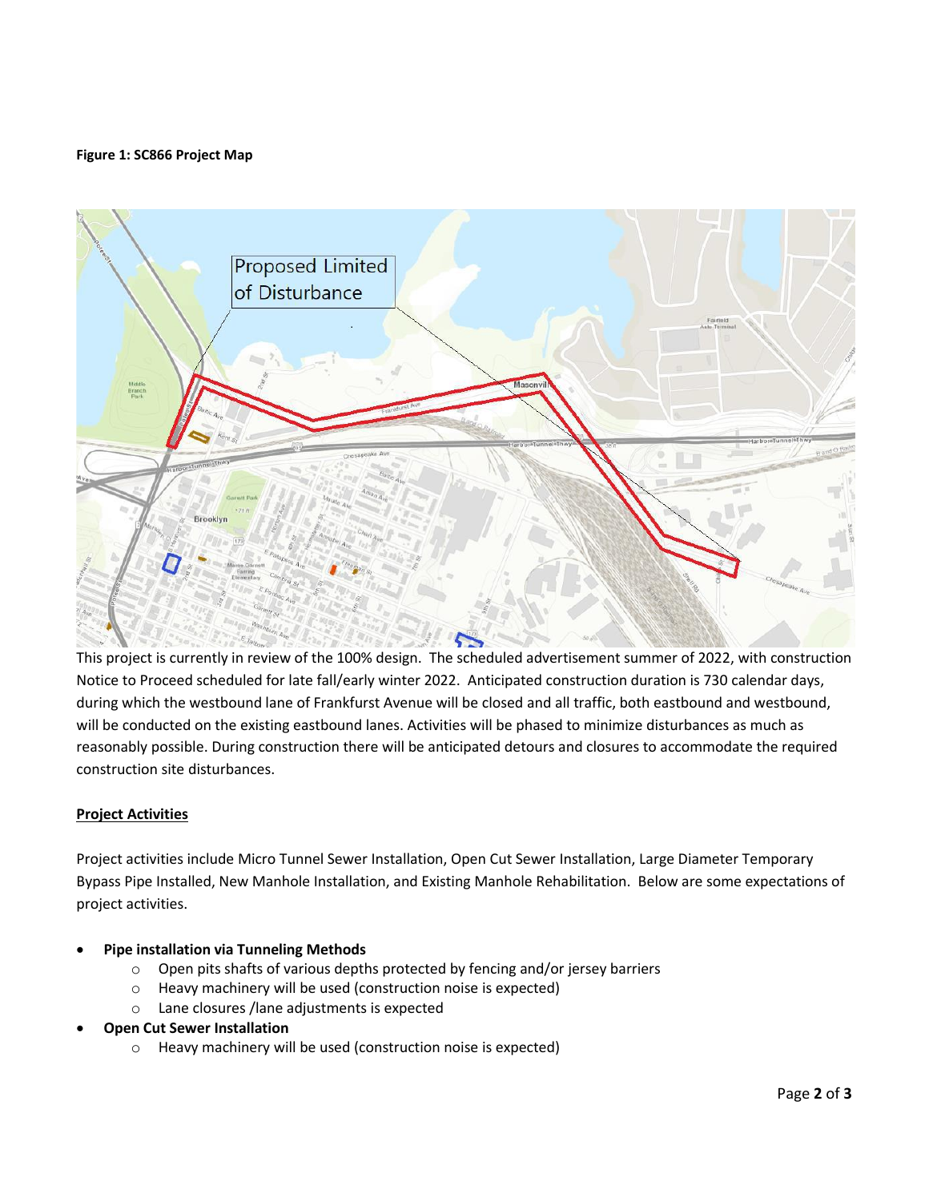**Figure 1: SC866 Project Map**

This project is currently in review of the 100% design. The scheduled advertisement summer of 2022, with construction Notice to Proceed scheduled for late fall/early winter 2022. Anticipated construction duration is 730 calendar days, during which the westbound lane of Frankfurst Avenue will be closed and all traffic, both eastbound and westbound, will be conducted on the existing eastbound lanes. Activities will be phased to minimize disturbances as much as reasonably possible. During construction there will be anticipated detours and closures to accommodate the required construction site disturbances.

__Project Activities__

Project activities include Micro Tunnel Sewer Installation, Open Cut Sewer Installation, Large Diameter Temporary Bypass Pipe Installed, New Manhole Installation, and Existing Manhole Rehabilitation. Below are some expectations of project activities.

- **Pipe installation via Tunneling Methods**
  - Open pits shafts of various depths protected by fencing and/or jersey barriers
  - Heavy machinery will be used (construction noise is expected)
  - Lane closures /lane adjustments is expected
- **Open Cut Sewer Installation**
  - Heavy machinery will be used (construction noise is expected)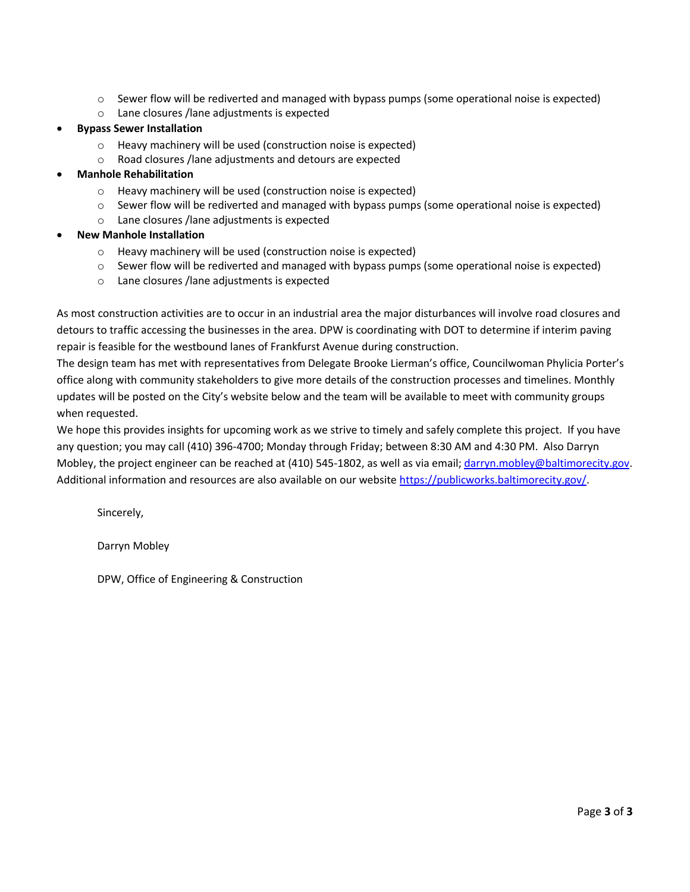- Sewer flow will be rediverted and managed with bypass pumps (some operational noise is expected)
  - Lane closures /lane adjustments is expected
- **Bypass Sewer Installation**
  - Heavy machinery will be used (construction noise is expected)
  - Road closures /lane adjustments and detours are expected
- **Manhole Rehabilitation**
  - Heavy machinery will be used (construction noise is expected)
  - Sewer flow will be rediverted and managed with bypass pumps (some operational noise is expected)
  - Lane closures /lane adjustments is expected
- **New Manhole Installation**
  - Heavy machinery will be used (construction noise is expected)
  - Sewer flow will be rediverted and managed with bypass pumps (some operational noise is expected)
  - Lane closures /lane adjustments is expected

As most construction activities are to occur in an industrial area the major disturbances will involve road closures and detours to traffic accessing the businesses in the area. DPW is coordinating with DOT to determine if interim paving repair is feasible for the westbound lanes of Frankfurst Avenue during construction.

The design team has met with representatives from Delegate Brooke Lierman's office, Councilwoman Phylicia Porter's office along with community stakeholders to give more details of the construction processes and timelines. Monthly updates will be posted on the City's website below and the team will be available to meet with community groups when requested.

We hope this provides insights for upcoming work as we strive to timely and safely complete this project. If you have any question; you may call (410) 396-4700; Monday through Friday; between 8:30 AM and 4:30 PM. Also Darryn Mobley, the project engineer can be reached at (410) 545-1802, as well as via email; darryn.mobley@baltimorecity.gov. Additional information and resources are also available on our website https://publicworks.baltimorecity.gov/.

Sincerely,

Darryn Mobley

DPW, Office of Engineering & Construction